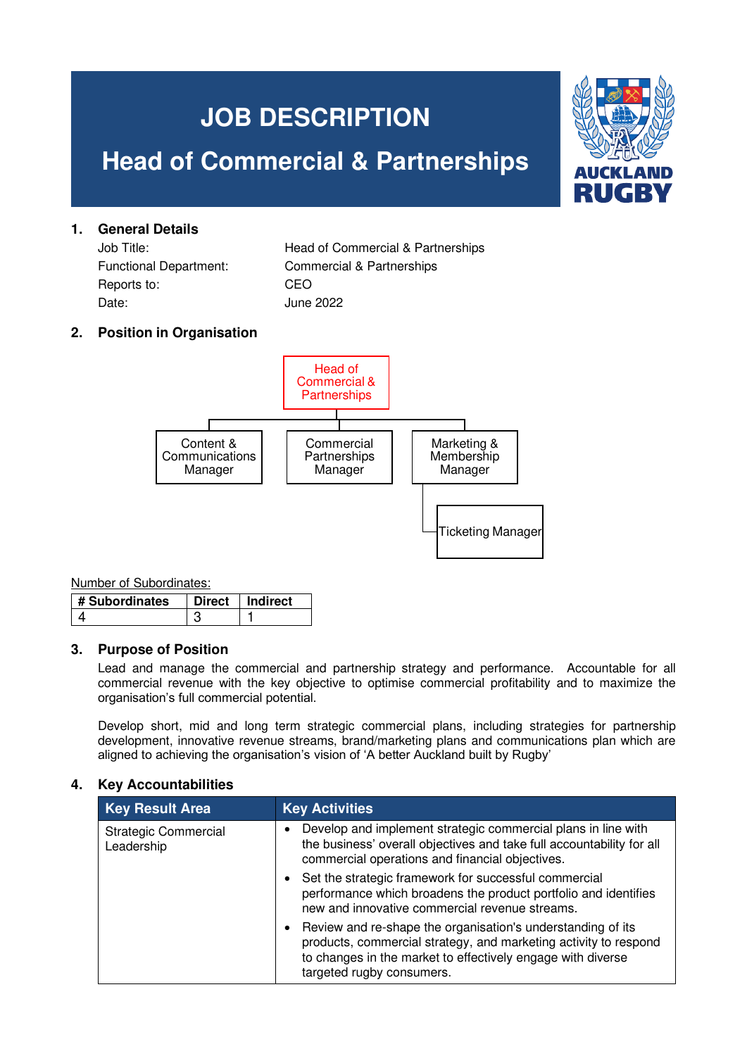# JOB DESCRIPTION

# Head of Commercial & Partnerships

AUCKLAND RUGBY

## 1. General Details

| | |
|---|---|
| Job Title: | Head of Commercial & Partnerships |
| Functional Department: | Commercial & Partnerships |
| Reports to: | CEO |
| Date: | June 2022 |

## 2. Position in Organisation

- Head of Commercial & Partnerships
  - Content & Communications Manager
  - Commercial Partnerships Manager
  - Marketing & Membership Manager
    - Ticketing Manager

Number of Subordinates:

| # Subordinates | Direct | Indirect |
|---|---|---|
| 4 | 3 | 1 |

## 3. Purpose of Position

Lead and manage the commercial and partnership strategy and performance. Accountable for all commercial revenue with the key objective to optimise commercial profitability and to maximize the organisation's full commercial potential.

Develop short, mid and long term strategic commercial plans, including strategies for partnership development, innovative revenue streams, brand/marketing plans and communications plan which are aligned to achieving the organisation's vision of 'A better Auckland built by Rugby'

## 4. Key Accountabilities

| Key Result Area | Key Activities |
|---|---|
| Strategic Commercial Leadership | • Develop and implement strategic commercial plans in line with the business' overall objectives and take full accountability for all commercial operations and financial objectives.<br>• Set the strategic framework for successful commercial performance which broadens the product portfolio and identifies new and innovative commercial revenue streams.<br>• Review and re-shape the organisation's understanding of its products, commercial strategy, and marketing activity to respond to changes in the market to effectively engage with diverse targeted rugby consumers. |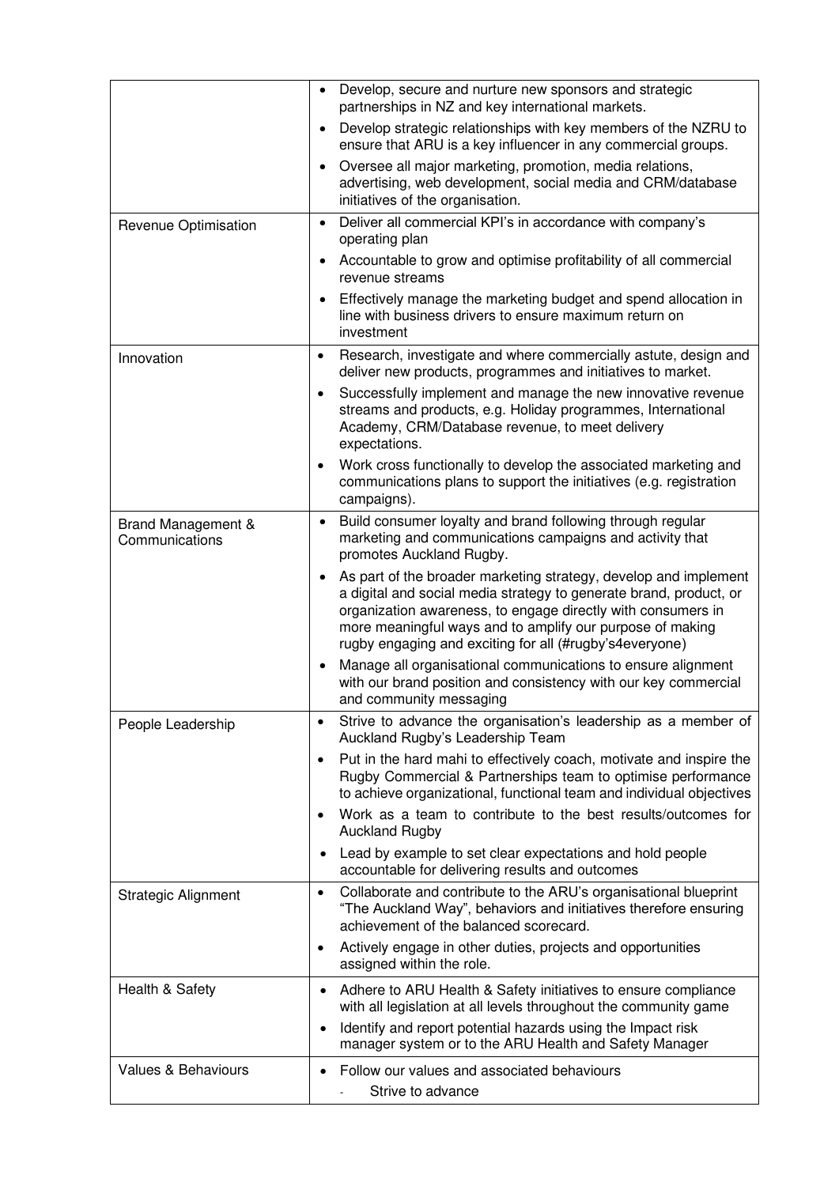|  |  |
|---|---|
|  | • Develop, secure and nurture new sponsors and strategic partnerships in NZ and key international markets.<br>• Develop strategic relationships with key members of the NZRU to ensure that ARU is a key influencer in any commercial groups.<br>• Oversee all major marketing, promotion, media relations, advertising, web development, social media and CRM/database initiatives of the organisation. |
| Revenue Optimisation | • Deliver all commercial KPI's in accordance with company's operating plan<br>• Accountable to grow and optimise profitability of all commercial revenue streams<br>• Effectively manage the marketing budget and spend allocation in line with business drivers to ensure maximum return on investment |
| Innovation | • Research, investigate and where commercially astute, design and deliver new products, programmes and initiatives to market.<br>• Successfully implement and manage the new innovative revenue streams and products, e.g. Holiday programmes, International Academy, CRM/Database revenue, to meet delivery expectations.<br>• Work cross functionally to develop the associated marketing and communications plans to support the initiatives (e.g. registration campaigns). |
| Brand Management & Communications | • Build consumer loyalty and brand following through regular marketing and communications campaigns and activity that promotes Auckland Rugby.<br>• As part of the broader marketing strategy, develop and implement a digital and social media strategy to generate brand, product, or organization awareness, to engage directly with consumers in more meaningful ways and to amplify our purpose of making rugby engaging and exciting for all (#rugby's4everyone)<br>• Manage all organisational communications to ensure alignment with our brand position and consistency with our key commercial and community messaging |
| People Leadership | • Strive to advance the organisation's leadership as a member of Auckland Rugby's Leadership Team<br>• Put in the hard mahi to effectively coach, motivate and inspire the Rugby Commercial & Partnerships team to optimise performance to achieve organizational, functional team and individual objectives<br>• Work as a team to contribute to the best results/outcomes for Auckland Rugby<br>• Lead by example to set clear expectations and hold people accountable for delivering results and outcomes |
| Strategic Alignment | • Collaborate and contribute to the ARU's organisational blueprint "The Auckland Way", behaviors and initiatives therefore ensuring achievement of the balanced scorecard.<br>• Actively engage in other duties, projects and opportunities assigned within the role. |
| Health & Safety | • Adhere to ARU Health & Safety initiatives to ensure compliance with all legislation at all levels throughout the community game<br>• Identify and report potential hazards using the Impact risk manager system or to the ARU Health and Safety Manager |
| Values & Behaviours | • Follow our values and associated behaviours<br>- Strive to advance |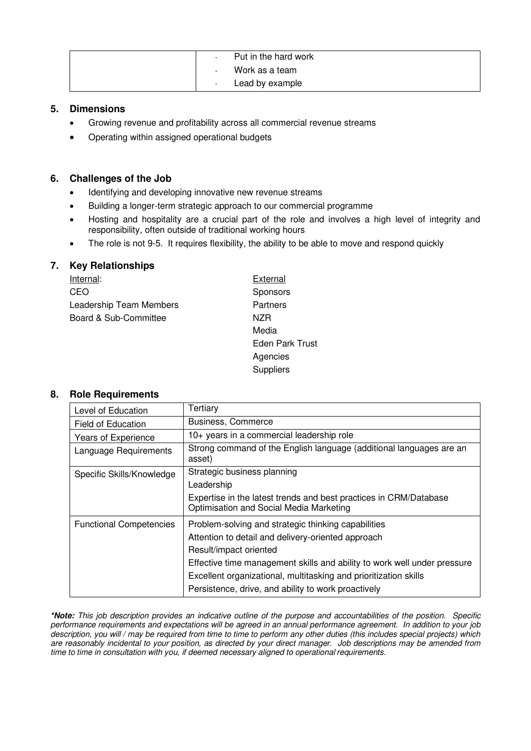| | |
|---|---|
| | - Put in the hard work<br>- Work as a team<br>- Lead by example |

## 5. Dimensions

- Growing revenue and profitability across all commercial revenue streams
- Operating within assigned operational budgets

## 6. Challenges of the Job

- Identifying and developing innovative new revenue streams
- Building a longer-term strategic approach to our commercial programme
- Hosting and hospitality are a crucial part of the role and involves a high level of integrity and responsibility, often outside of traditional working hours
- The role is not 9-5. It requires flexibility, the ability to be able to move and respond quickly

## 7. Key Relationships

| Internal: | External |
|---|---|
| CEO | Sponsors |
| Leadership Team Members | Partners |
| Board & Sub-Committee | NZR |
| | Media |
| | Eden Park Trust |
| | Agencies |
| | Suppliers |

## 8. Role Requirements

| | |
|---|---|
| Level of Education | Tertiary |
| Field of Education | Business, Commerce |
| Years of Experience | 10+ years in a commercial leadership role |
| Language Requirements | Strong command of the English language (additional languages are an asset) |
| Specific Skills/Knowledge | Strategic business planning<br>Leadership<br>Expertise in the latest trends and best practices in CRM/Database Optimisation and Social Media Marketing |
| Functional Competencies | Problem-solving and strategic thinking capabilities<br>Attention to detail and delivery-oriented approach<br>Result/impact oriented<br>Effective time management skills and ability to work well under pressure<br>Excellent organizational, multitasking and prioritization skills<br>Persistence, drive, and ability to work proactively |

***Note:** This job description provides an indicative outline of the purpose and accountabilities of the position. Specific performance requirements and expectations will be agreed in an annual performance agreement. In addition to your job description, you will / may be required from time to time to perform any other duties (this includes special projects) which are reasonably incidental to your position, as directed by your direct manager. Job descriptions may be amended from time to time in consultation with you, if deemed necessary aligned to operational requirements.*